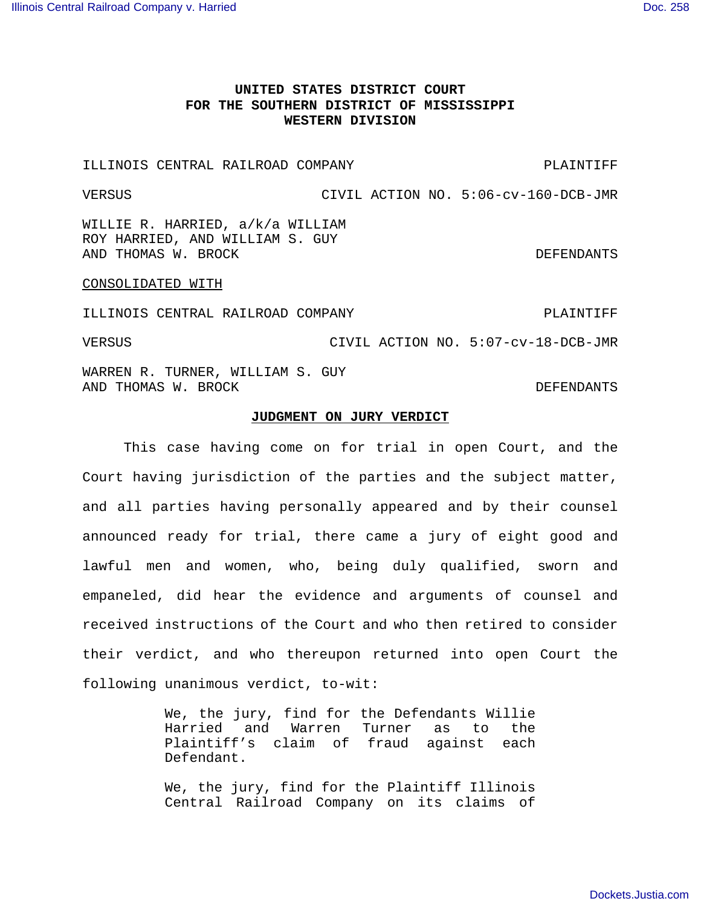**UNITED STATES DISTRICT COURT**
**FOR THE SOUTHERN DISTRICT OF MISSISSIPPI**
**WESTERN DIVISION**

ILLINOIS CENTRAL RAILROAD COMPANY — PLAINTIFF

VERSUS — CIVIL ACTION NO. 5:06-cv-160-DCB-JMR

WILLIE R. HARRIED, a/k/a WILLIAM ROY HARRIED, AND WILLIAM S. GUY AND THOMAS W. BROCK — DEFENDANTS

CONSOLIDATED WITH

ILLINOIS CENTRAL RAILROAD COMPANY — PLAINTIFF

VERSUS — CIVIL ACTION NO. 5:07-cv-18-DCB-JMR

WARREN R. TURNER, WILLIAM S. GUY AND THOMAS W. BROCK — DEFENDANTS

**JUDGMENT ON JURY VERDICT**

This case having come on for trial in open Court, and the Court having jurisdiction of the parties and the subject matter, and all parties having personally appeared and by their counsel announced ready for trial, there came a jury of eight good and lawful men and women, who, being duly qualified, sworn and empaneled, did hear the evidence and arguments of counsel and received instructions of the Court and who then retired to consider their verdict, and who thereupon returned into open Court the following unanimous verdict, to-wit:

> We, the jury, find for the Defendants Willie Harried and Warren Turner as to the Plaintiff's claim of fraud against each Defendant.
>
> We, the jury, find for the Plaintiff Illinois Central Railroad Company on its claims of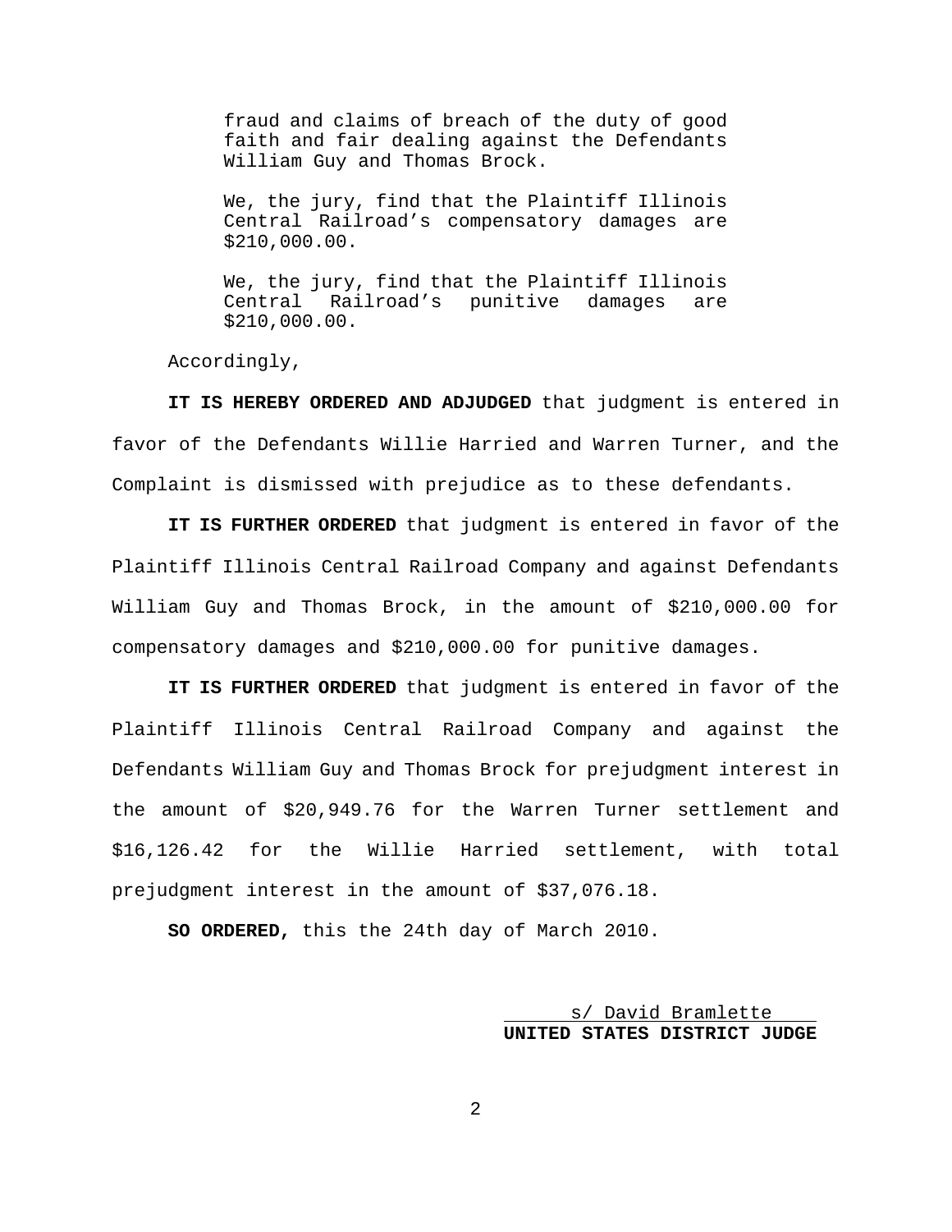> fraud and claims of breach of the duty of good faith and fair dealing against the Defendants William Guy and Thomas Brock.
>
> We, the jury, find that the Plaintiff Illinois Central Railroad's compensatory damages are $210,000.00.
>
> We, the jury, find that the Plaintiff Illinois Central Railroad's punitive damages are $210,000.00.

Accordingly,

**IT IS HEREBY ORDERED AND ADJUDGED** that judgment is entered in favor of the Defendants Willie Harried and Warren Turner, and the Complaint is dismissed with prejudice as to these defendants.

**IT IS FURTHER ORDERED** that judgment is entered in favor of the Plaintiff Illinois Central Railroad Company and against Defendants William Guy and Thomas Brock, in the amount of $210,000.00 for compensatory damages and $210,000.00 for punitive damages.

**IT IS FURTHER ORDERED** that judgment is entered in favor of the Plaintiff Illinois Central Railroad Company and against the Defendants William Guy and Thomas Brock for prejudgment interest in the amount of $20,949.76 for the Warren Turner settlement and $16,126.42 for the Willie Harried settlement, with total prejudgment interest in the amount of $37,076.18.

**SO ORDERED,** this the 24th day of March 2010.

s/ David Bramlette
**UNITED STATES DISTRICT JUDGE**